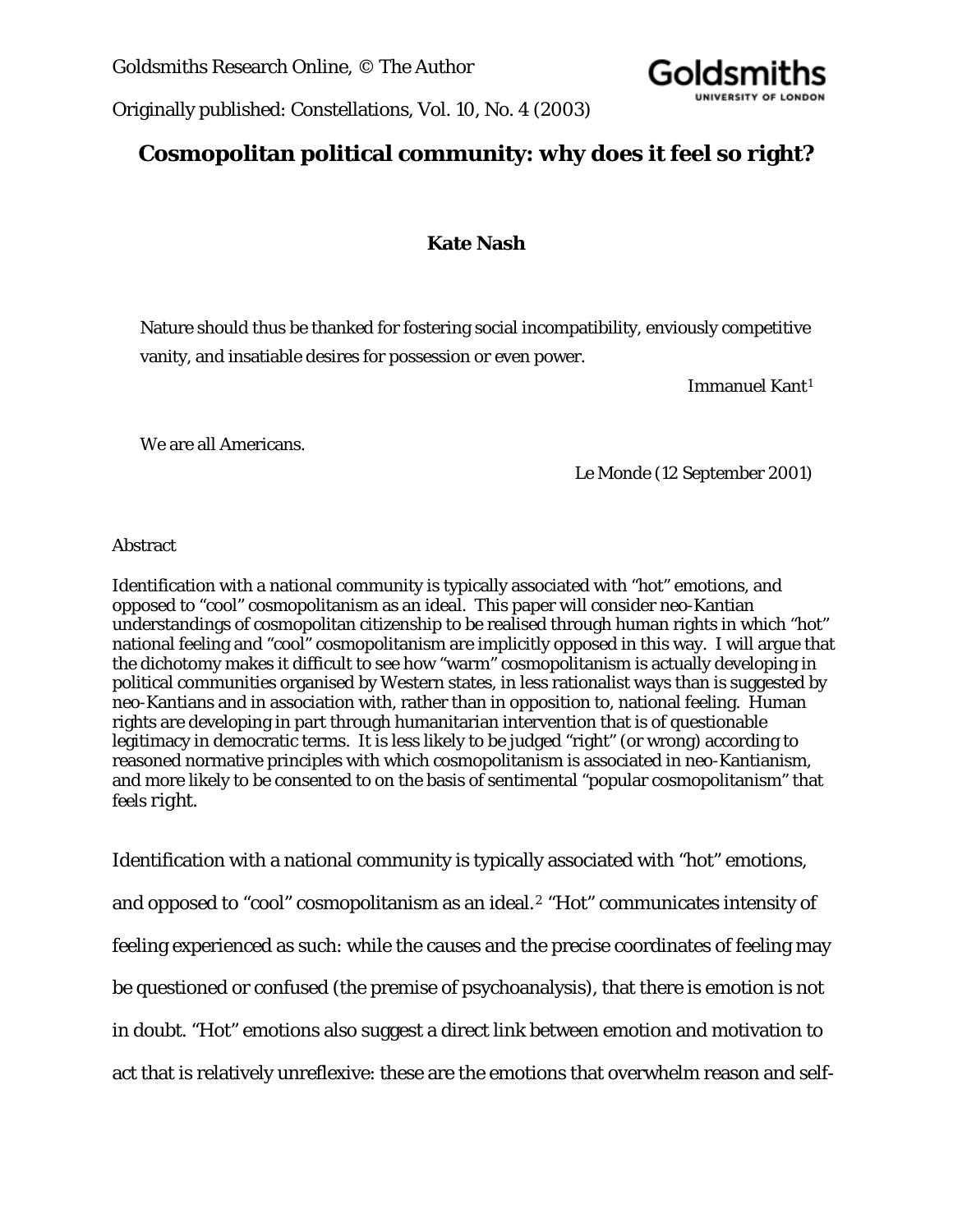Goldsmiths Research Online, © The Author

Originally published: Constellations, Vol. 10, No. 4 (2003)

# Cosmopolitan political community: why does it feel so right?

**Kate Nash**

> Nature should thus be thanked for fostering social incompatibility, enviously competitive vanity, and insatiable desires for possession or even power.
>
> Immanuel Kant[1]

> We are all Americans.
>
> Le Monde (12 September 2001)

Abstract

Identification with a national community is typically associated with "hot" emotions, and opposed to "cool" cosmopolitanism as an ideal. This paper will consider neo-Kantian understandings of cosmopolitan citizenship to be realised through human rights in which "hot" national feeling and "cool" cosmopolitanism are implicitly opposed in this way. I will argue that the dichotomy makes it difficult to see how "warm" cosmopolitanism is actually developing in political communities organised by Western states, in less rationalist ways than is suggested by neo-Kantians and in association with, rather than in opposition to, national feeling. Human rights are developing in part through humanitarian intervention that is of questionable legitimacy in democratic terms. It is less likely to be judged "right" (or wrong) according to reasoned normative principles with which cosmopolitanism is associated in neo-Kantianism, and more likely to be consented to on the basis of sentimental "popular cosmopolitanism" that feels right.

Identification with a national community is typically associated with "hot" emotions, and opposed to "cool" cosmopolitanism as an ideal.[2] "Hot" communicates intensity of feeling experienced as such: while the causes and the precise coordinates of feeling may be questioned or confused (the premise of psychoanalysis), that there is emotion is not in doubt. "Hot" emotions also suggest a direct link between emotion and motivation to act that is relatively unreflexive: these are the emotions that overwhelm reason and self-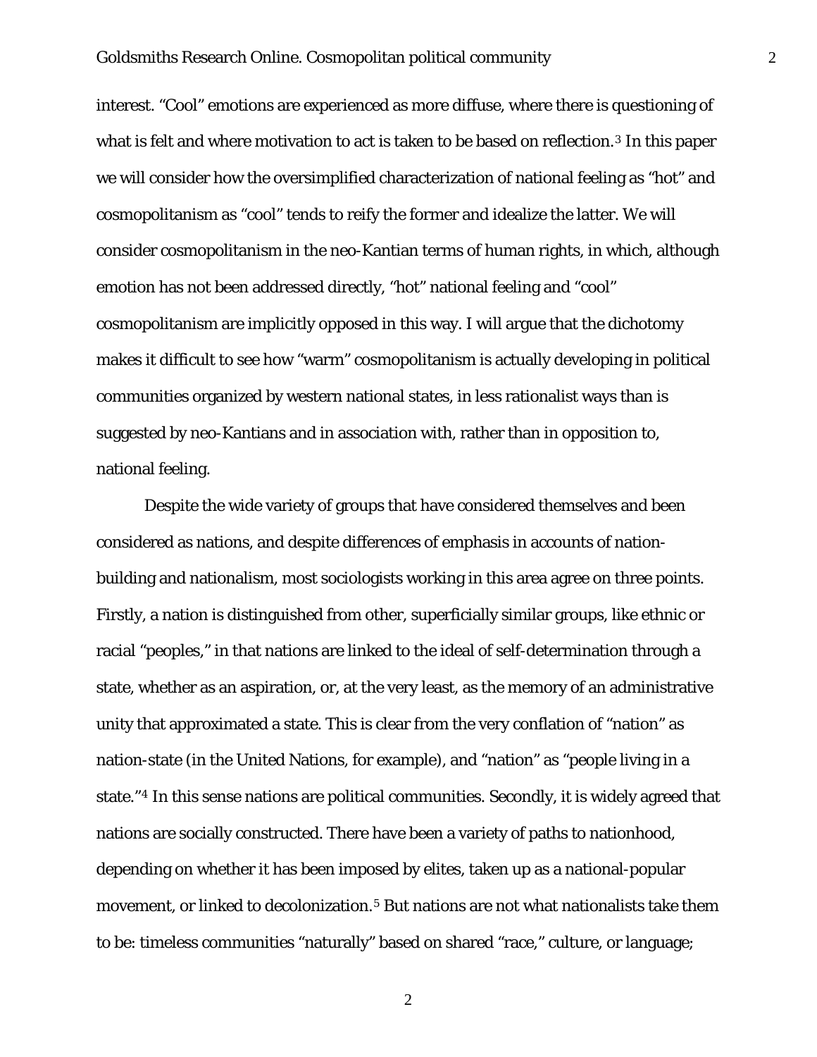interest. "Cool" emotions are experienced as more diffuse, where there is questioning of what is felt and where motivation to act is taken to be based on reflection.[3] In this paper we will consider how the oversimplified characterization of national feeling as "hot" and cosmopolitanism as "cool" tends to reify the former and idealize the latter. We will consider cosmopolitanism in the neo-Kantian terms of human rights, in which, although emotion has not been addressed directly, "hot" national feeling and "cool" cosmopolitanism are implicitly opposed in this way. I will argue that the dichotomy makes it difficult to see how "warm" cosmopolitanism is actually developing in political communities organized by western national states, in less rationalist ways than is suggested by neo-Kantians and in association with, rather than in opposition to, national feeling.

Despite the wide variety of groups that have considered themselves and been considered as nations, and despite differences of emphasis in accounts of nation-building and nationalism, most sociologists working in this area agree on three points. Firstly, a nation is distinguished from other, superficially similar groups, like ethnic or racial "peoples," in that nations are linked to the ideal of self-determination through a state, whether as an aspiration, or, at the very least, as the memory of an administrative unity that approximated a state. This is clear from the very conflation of "nation" as nation-state (in the United Nations, for example), and "nation" as "people living in a state."[4] In this sense nations are political communities. Secondly, it is widely agreed that nations are socially constructed. There have been a variety of paths to nationhood, depending on whether it has been imposed by elites, taken up as a national-popular movement, or linked to decolonization.[5] But nations are not what nationalists take them to be: timeless communities "naturally" based on shared "race," culture, or language;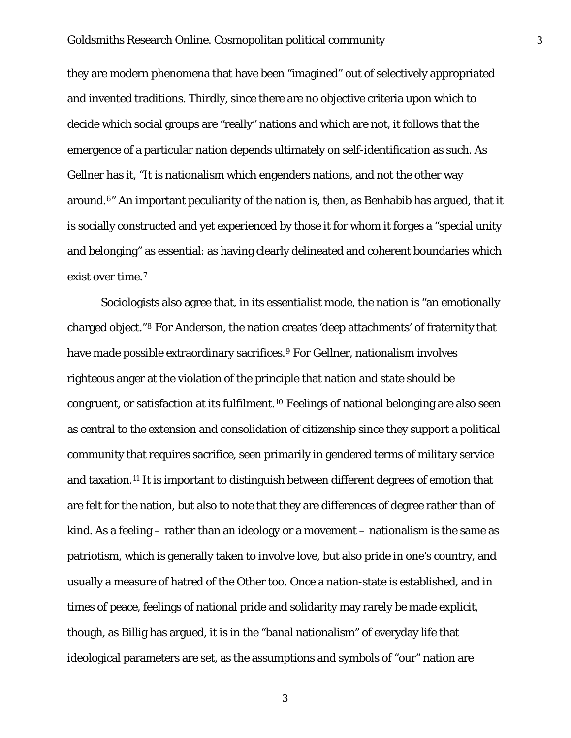they are modern phenomena that have been "imagined" out of selectively appropriated and invented traditions. Thirdly, since there are no objective criteria upon which to decide which social groups are "really" nations and which are not, it follows that the emergence of a particular nation depends ultimately on self-identification as such. As Gellner has it, "It is nationalism which engenders nations, and not the other way around.[6]" An important peculiarity of the nation is, then, as Benhabib has argued, that it is socially constructed and yet experienced by those it for whom it forges a "special unity and belonging" as essential: as having clearly delineated and coherent boundaries which exist over time.[7]

Sociologists also agree that, in its essentialist mode, the nation is "an emotionally charged object."[8] For Anderson, the nation creates 'deep attachments' of fraternity that have made possible extraordinary sacrifices.[9] For Gellner, nationalism involves righteous anger at the violation of the principle that nation and state should be congruent, or satisfaction at its fulfilment.[10] Feelings of national belonging are also seen as central to the extension and consolidation of citizenship since they support a political community that requires sacrifice, seen primarily in gendered terms of military service and taxation.[11] It is important to distinguish between different degrees of emotion that are felt for the nation, but also to note that they are differences of degree rather than of kind. As a feeling – rather than an ideology or a movement – nationalism is the same as patriotism, which is generally taken to involve love, but also pride in one's country, and usually a measure of hatred of the Other too. Once a nation-state is established, and in times of peace, feelings of national pride and solidarity may rarely be made explicit, though, as Billig has argued, it is in the "banal nationalism" of everyday life that ideological parameters are set, as the assumptions and symbols of "our" nation are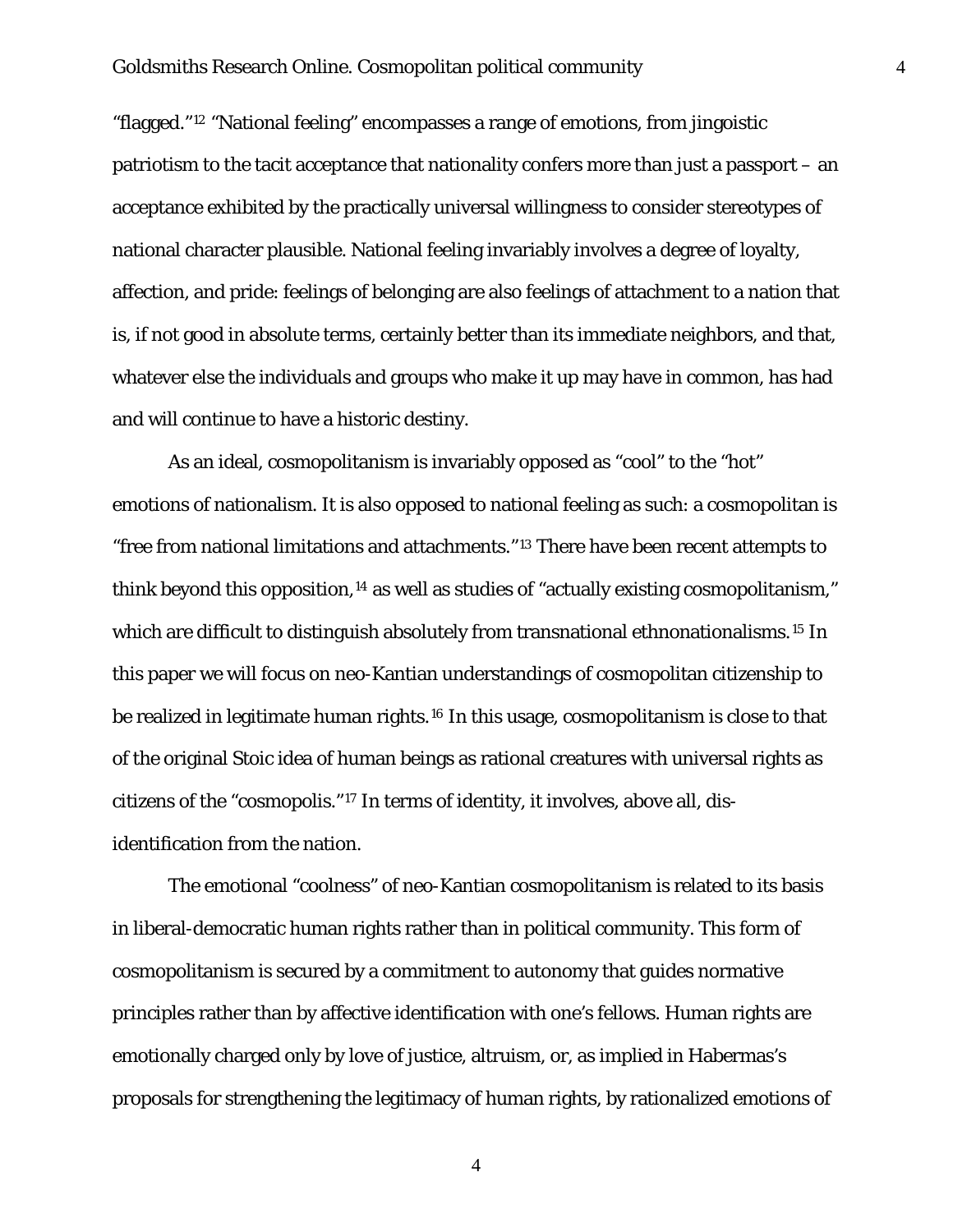"flagged."[12] "National feeling" encompasses a range of emotions, from jingoistic patriotism to the tacit acceptance that nationality confers more than just a passport – an acceptance exhibited by the practically universal willingness to consider stereotypes of national character plausible. National feeling invariably involves a degree of loyalty, affection, and pride: feelings of belonging are also feelings of attachment to a nation that is, if not good in absolute terms, certainly better than its immediate neighbors, and that, whatever else the individuals and groups who make it up may have in common, has had and will continue to have a historic destiny.

As an ideal, cosmopolitanism is invariably opposed as "cool" to the "hot" emotions of nationalism. It is also opposed to national feeling as such: a cosmopolitan is "free from national limitations and attachments."[13] There have been recent attempts to think beyond this opposition,[14] as well as studies of "actually existing cosmopolitanism," which are difficult to distinguish absolutely from transnational ethnonationalisms.[15] In this paper we will focus on neo-Kantian understandings of cosmopolitan citizenship to be realized in legitimate human rights.[16] In this usage, cosmopolitanism is close to that of the original Stoic idea of human beings as rational creatures with universal rights as citizens of the "cosmopolis."[17] In terms of identity, it involves, above all, dis-identification from the nation.

The emotional "coolness" of neo-Kantian cosmopolitanism is related to its basis in liberal-democratic human rights rather than in political community. This form of cosmopolitanism is secured by a commitment to autonomy that guides normative principles rather than by affective identification with one's fellows. Human rights are emotionally charged only by love of justice, altruism, or, as implied in Habermas's proposals for strengthening the legitimacy of human rights, by rationalized emotions of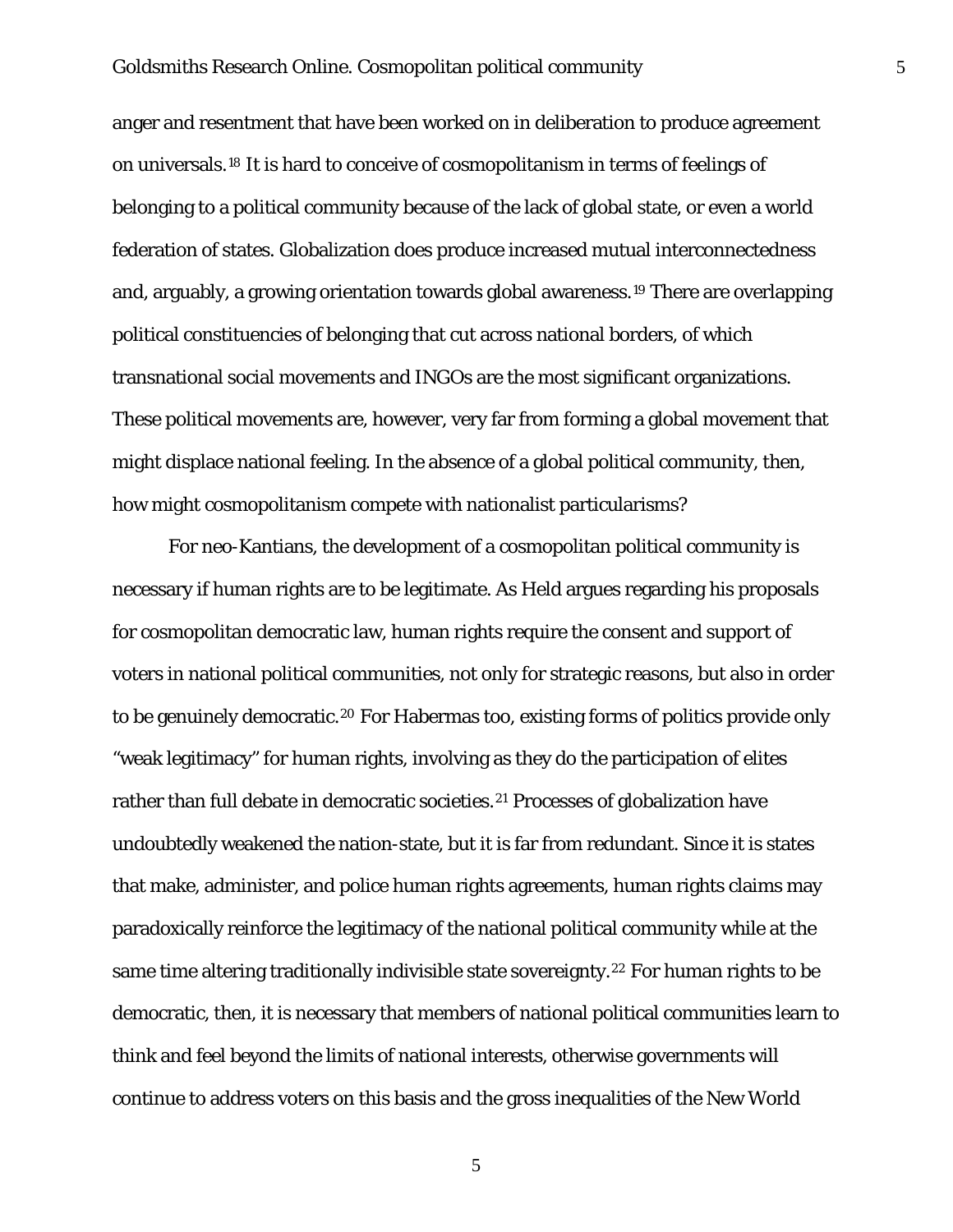anger and resentment that have been worked on in deliberation to produce agreement on universals.[18] It is hard to conceive of cosmopolitanism in terms of feelings of belonging to a political community because of the lack of global state, or even a world federation of states. Globalization does produce increased mutual interconnectedness and, arguably, a growing orientation towards global awareness.[19] There are overlapping political constituencies of belonging that cut across national borders, of which transnational social movements and INGOs are the most significant organizations. These political movements are, however, very far from forming a global movement that might displace national feeling. In the absence of a global political community, then, how might cosmopolitanism compete with nationalist particularisms?

For neo-Kantians, the development of a cosmopolitan political community is necessary if human rights are to be legitimate. As Held argues regarding his proposals for cosmopolitan democratic law, human rights require the consent and support of voters in national political communities, not only for strategic reasons, but also in order to be genuinely democratic.[20] For Habermas too, existing forms of politics provide only "weak legitimacy" for human rights, involving as they do the participation of elites rather than full debate in democratic societies.[21] Processes of globalization have undoubtedly weakened the nation-state, but it is far from redundant. Since it is states that make, administer, and police human rights agreements, human rights claims may paradoxically reinforce the legitimacy of the national political community while at the same time altering traditionally indivisible state sovereignty.[22] For human rights to be democratic, then, it is necessary that members of national political communities learn to think and feel beyond the limits of national interests, otherwise governments will continue to address voters on this basis and the gross inequalities of the New World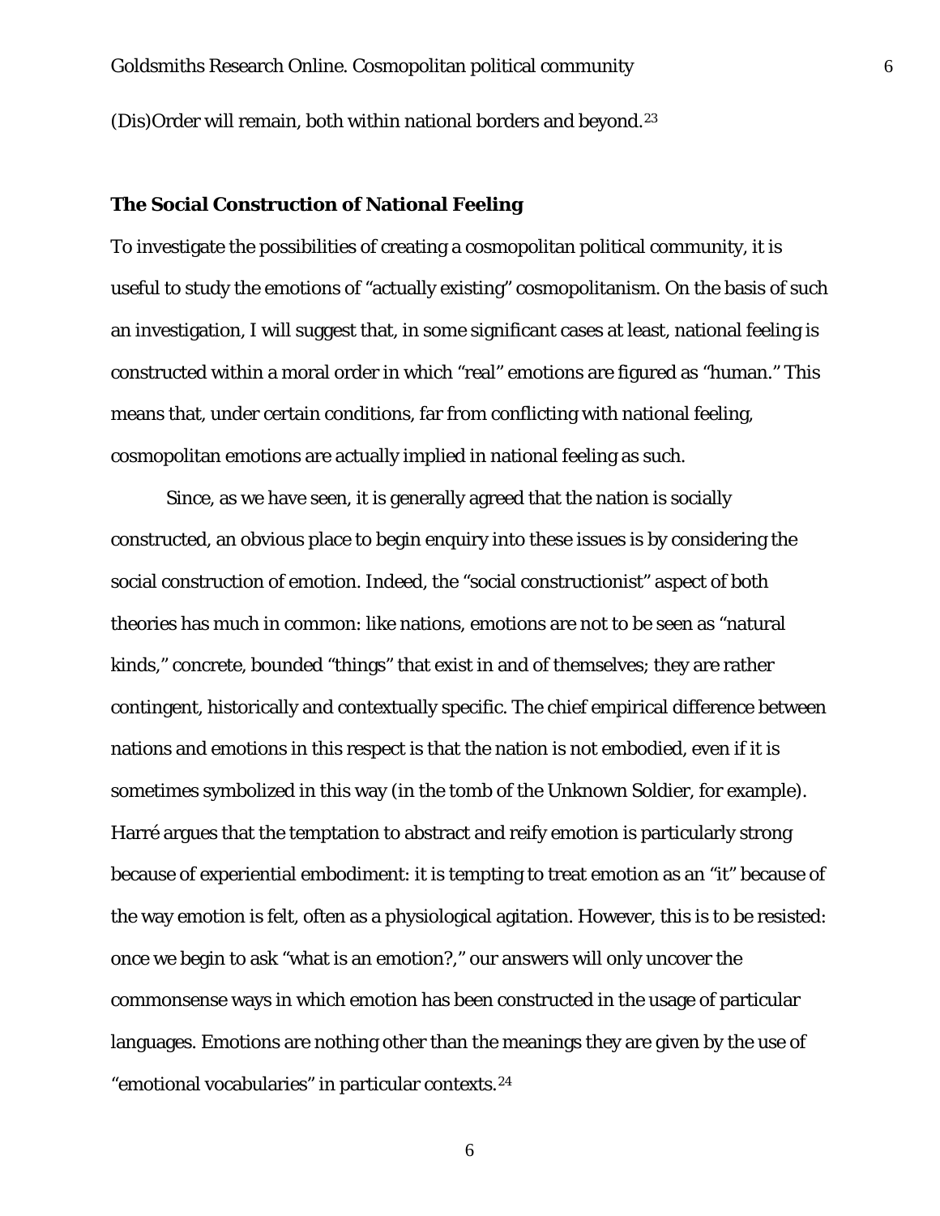(Dis)Order will remain, both within national borders and beyond.[23]

### The Social Construction of National Feeling

To investigate the possibilities of creating a cosmopolitan political community, it is useful to study the emotions of "actually existing" cosmopolitanism. On the basis of such an investigation, I will suggest that, in some significant cases at least, national feeling is constructed within a moral order in which "real" emotions are figured as "human." This means that, under certain conditions, far from conflicting with national feeling, cosmopolitan emotions are actually implied in national feeling as such.

Since, as we have seen, it is generally agreed that the nation is socially constructed, an obvious place to begin enquiry into these issues is by considering the social construction of emotion. Indeed, the "social constructionist" aspect of both theories has much in common: like nations, emotions are not to be seen as "natural kinds," concrete, bounded "things" that exist in and of themselves; they are rather contingent, historically and contextually specific. The chief empirical difference between nations and emotions in this respect is that the nation is not embodied, even if it is sometimes symbolized in this way (in the tomb of the Unknown Soldier, for example). Harré argues that the temptation to abstract and reify emotion is particularly strong because of experiential embodiment: it is tempting to treat emotion as an "it" because of the way emotion is felt, often as a physiological agitation. However, this is to be resisted: once we begin to ask "what is an emotion?," our answers will only uncover the commonsense ways in which emotion has been constructed in the usage of particular languages. Emotions are nothing other than the meanings they are given by the use of "emotional vocabularies" in particular contexts.[24]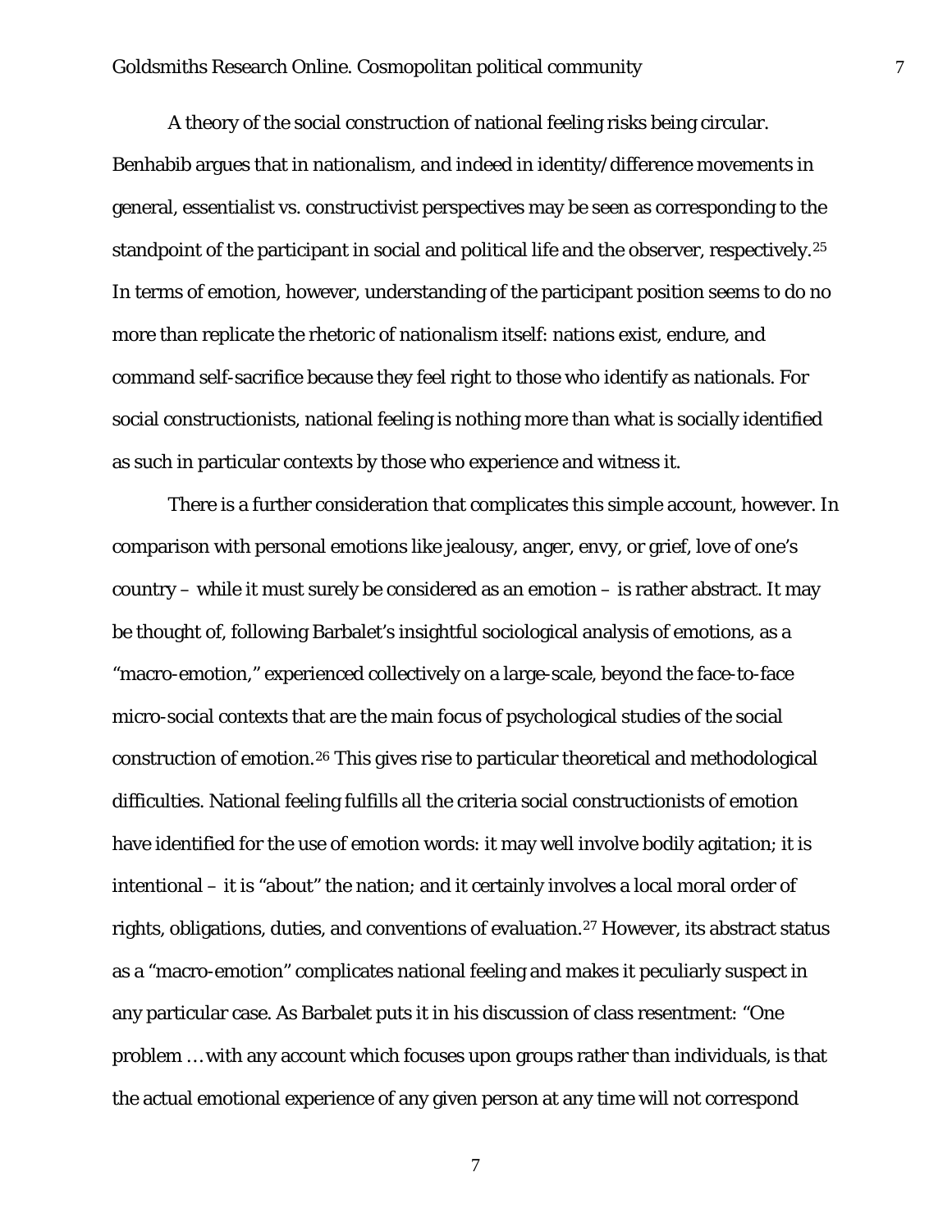A theory of the social construction of national feeling risks being circular. Benhabib argues that in nationalism, and indeed in identity/difference movements in general, essentialist vs. constructivist perspectives may be seen as corresponding to the standpoint of the participant in social and political life and the observer, respectively.[25] In terms of emotion, however, understanding of the participant position seems to do no more than replicate the rhetoric of nationalism itself: nations exist, endure, and command self-sacrifice because they feel right to those who identify as nationals. For social constructionists, national feeling is nothing more than what is socially identified as such in particular contexts by those who experience and witness it.

There is a further consideration that complicates this simple account, however. In comparison with personal emotions like jealousy, anger, envy, or grief, love of one's country – while it must surely be considered as an emotion – is rather abstract. It may be thought of, following Barbalet's insightful sociological analysis of emotions, as a "macro-emotion," experienced collectively on a large-scale, beyond the face-to-face micro-social contexts that are the main focus of psychological studies of the social construction of emotion.[26] This gives rise to particular theoretical and methodological difficulties. National feeling fulfills all the criteria social constructionists of emotion have identified for the use of emotion words: it may well involve bodily agitation; it is intentional – it is "about" the nation; and it certainly involves a local moral order of rights, obligations, duties, and conventions of evaluation.[27] However, its abstract status as a "macro-emotion" complicates national feeling and makes it peculiarly suspect in any particular case. As Barbalet puts it in his discussion of class resentment: "One problem … with any account which focuses upon groups rather than individuals, is that the actual emotional experience of any given person at any time will not correspond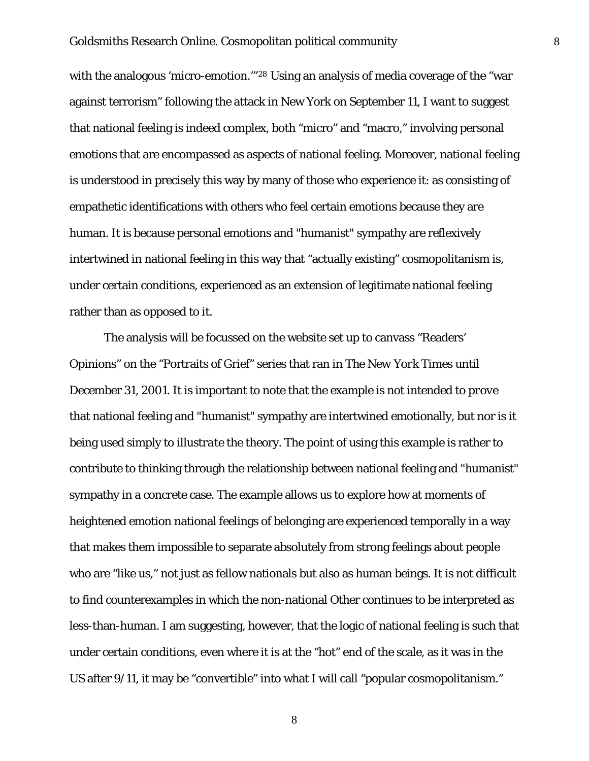with the analogous 'micro-emotion.'"[28] Using an analysis of media coverage of the "war against terrorism" following the attack in New York on September 11, I want to suggest that national feeling is indeed complex, both "micro" and "macro," involving personal emotions that are encompassed as aspects of national feeling. Moreover, national feeling is understood in precisely this way by many of those who experience it: as consisting of empathetic identifications with others who feel certain emotions because they are human. It is because personal emotions and "humanist" sympathy are reflexively intertwined in national feeling in this way that "actually existing" cosmopolitanism is, under certain conditions, experienced as an extension of legitimate national feeling rather than as opposed to it.

The analysis will be focussed on the website set up to canvass "Readers' Opinions" on the "Portraits of Grief" series that ran in *The New York Times* until December 31, 2001. It is important to note that the example is not intended to *prove* that national feeling and "humanist" sympathy are intertwined emotionally, but nor is it being used simply to *illustrate* the theory. The point of using this example is rather to contribute to thinking through the relationship between national feeling and "humanist" sympathy in a concrete case. The example allows us to explore how at moments of heightened emotion national feelings of belonging are experienced temporally in a way that makes them impossible to separate absolutely from strong feelings about people who are "like us," not just as fellow nationals but also as human beings. It is not difficult to find counterexamples in which the non-national Other continues to be interpreted as less-than-human. I am suggesting, however, that the logic of national feeling is such that under certain conditions, even where it is at the "hot" end of the scale, as it was in the US after 9/11, it may be "convertible" into what I will call "popular cosmopolitanism."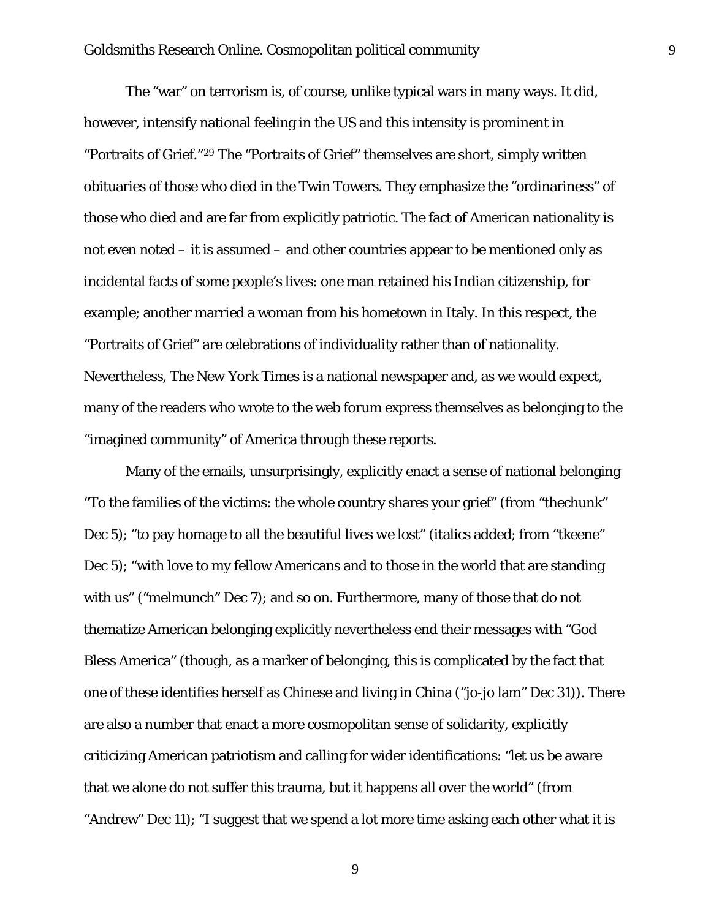The "war" on terrorism is, of course, unlike typical wars in many ways. It did, however, intensify national feeling in the US and this intensity is prominent in "Portraits of Grief."[29] The "Portraits of Grief" themselves are short, simply written obituaries of those who died in the Twin Towers. They emphasize the "ordinariness" of those who died and are far from explicitly patriotic. The fact of American nationality is not even noted – it is assumed – and other countries appear to be mentioned only as incidental facts of some people's lives: one man retained his Indian citizenship, for example; another married a woman from his hometown in Italy. In this respect, the "Portraits of Grief" are celebrations of individuality rather than of nationality. Nevertheless, The New York Times is a national newspaper and, as we would expect, many of the readers who wrote to the web forum express themselves as belonging to the "imagined community" of America through these reports.

Many of the emails, unsurprisingly, explicitly enact a sense of national belonging "To the families of the victims: the whole country shares your grief" (from "thechunk" Dec 5); "to pay homage to all the beautiful lives we lost" (italics added; from "tkeene" Dec 5); "with love to my fellow Americans and to those in the world that are standing with us" ("melmunch" Dec 7); and so on. Furthermore, many of those that do not thematize American belonging explicitly nevertheless end their messages with "God Bless America" (though, as a marker of belonging, this is complicated by the fact that one of these identifies herself as Chinese and living in China ("jo-jo lam" Dec 31)). There are also a number that enact a more cosmopolitan sense of solidarity, explicitly criticizing American patriotism and calling for wider identifications: "let us be aware that we alone do not suffer this trauma, but it happens all over the world" (from "Andrew" Dec 11); "I suggest that we spend a lot more time asking each other what it is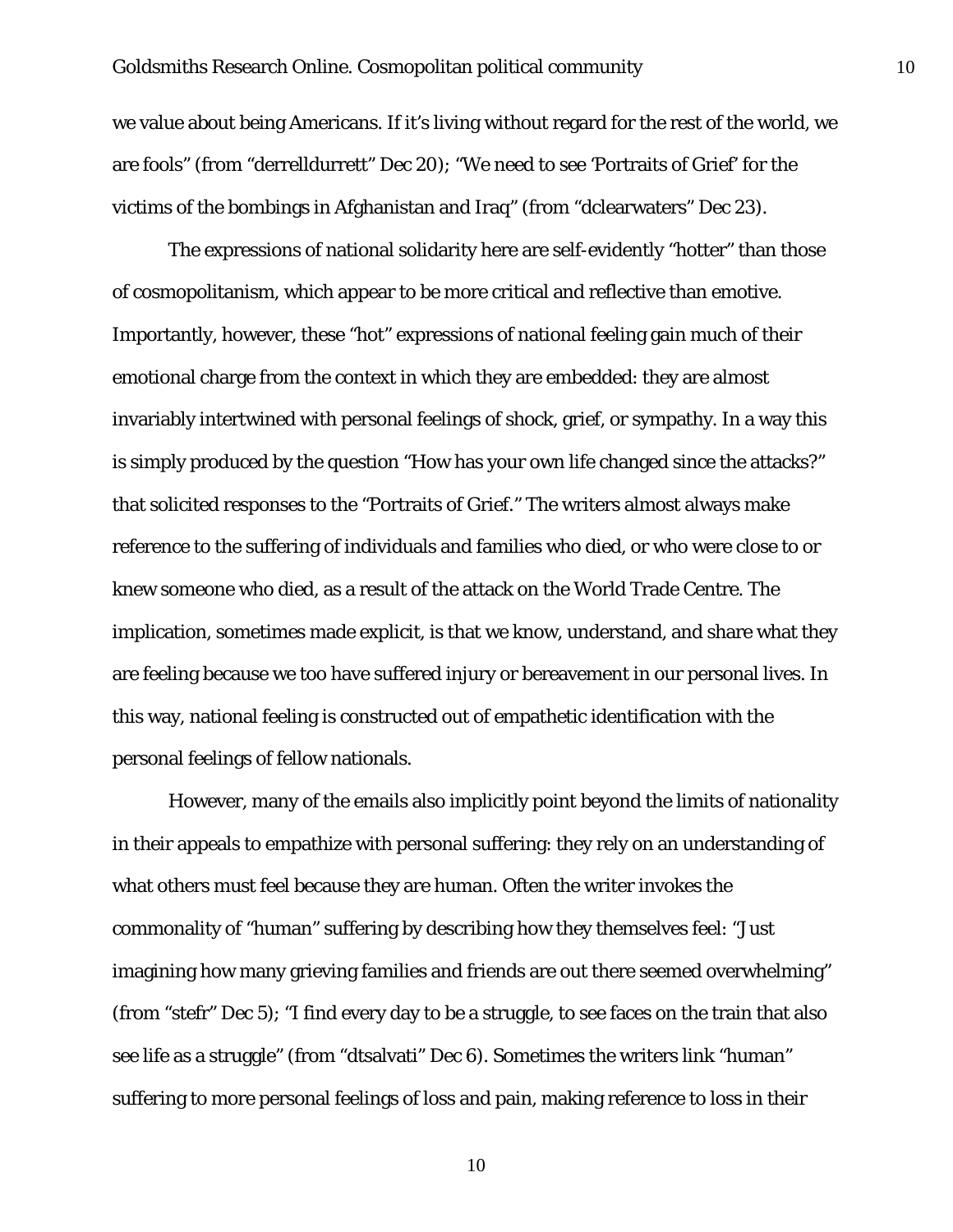we value about being Americans. If it's living without regard for the rest of the world, we are fools" (from "derrelldurrett" Dec 20); "We need to see 'Portraits of Grief' for the victims of the bombings in Afghanistan and Iraq" (from "dclearwaters" Dec 23).

The expressions of national solidarity here are self-evidently "hotter" than those of cosmopolitanism, which appear to be more critical and reflective than emotive. Importantly, however, these "hot" expressions of national feeling gain much of their emotional charge from the context in which they are embedded: they are almost invariably intertwined with personal feelings of shock, grief, or sympathy. In a way this is simply produced by the question "How has your own life changed since the attacks?" that solicited responses to the "Portraits of Grief." The writers almost always make reference to the suffering of individuals and families who died, or who were close to or knew someone who died, as a result of the attack on the World Trade Centre. The implication, sometimes made explicit, is that we know, understand, and share what they are feeling because we too have suffered injury or bereavement in our personal lives. In this way, national feeling is constructed out of empathetic identification with the personal feelings of fellow nationals.

However, many of the emails also implicitly point beyond the limits of nationality in their appeals to empathize with personal suffering: they rely on an understanding of what others must feel because they are human. Often the writer invokes the commonality of "human" suffering by describing how they themselves feel: "Just imagining how many grieving families and friends are out there seemed overwhelming" (from "stefr" Dec 5); "I find every day to be a struggle, to see faces on the train that also see life as a struggle" (from "dtsalvati" Dec 6). Sometimes the writers link "human" suffering to more personal feelings of loss and pain, making reference to loss in their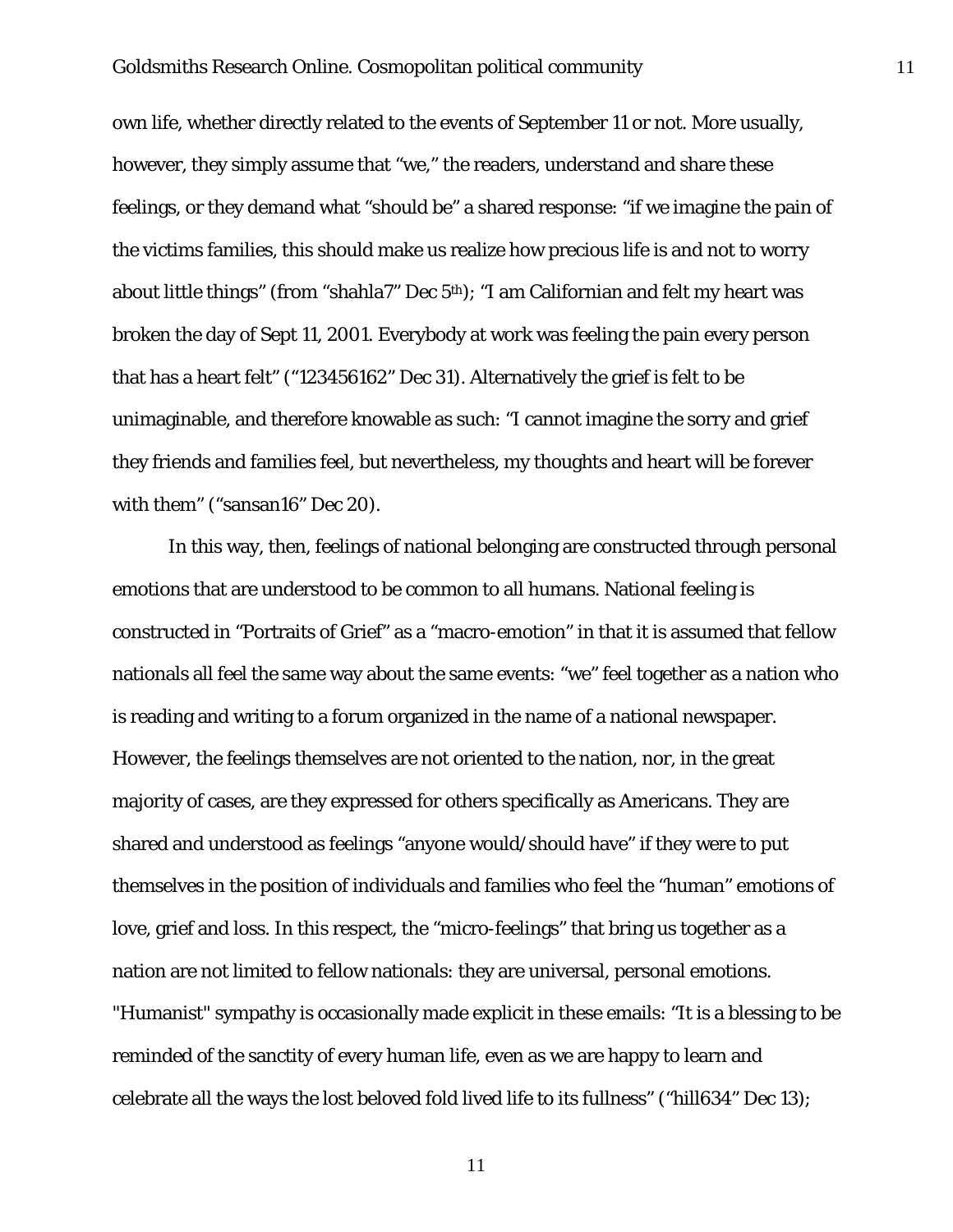own life, whether directly related to the events of September 11 or not. More usually, however, they simply assume that "we," the readers, understand and share these feelings, or they demand what "should be" a shared response: "if we imagine the pain of the victims families, this should make us realize how precious life is and not to worry about little things" (from "shahla7" Dec 5th); "I am Californian and felt my heart was broken the day of Sept 11, 2001. Everybody at work was feeling the pain every person that has a heart felt" ("123456162" Dec 31). Alternatively the grief is felt to be unimaginable, and therefore knowable as such: "I cannot imagine the sorry and grief they friends and families feel, but nevertheless, my thoughts and heart will be forever with them" ("sansan16" Dec 20).

In this way, then, feelings of national belonging are constructed through personal emotions that are understood to be common to all humans. National feeling is constructed in "Portraits of Grief" as a "macro-emotion" in that it is assumed that fellow nationals all feel the same way about the same events: "we" feel together as a nation who is reading and writing to a forum organized in the name of a national newspaper. However, the feelings themselves are not oriented to the nation, nor, in the great majority of cases, are they expressed for others specifically as Americans. They are shared and understood as feelings "anyone would/should have" if they were to put themselves in the position of individuals and families who feel the "human" emotions of love, grief and loss. In this respect, the "micro-feelings" that bring us together as a nation are not limited to fellow nationals: they are universal, personal emotions. "Humanist" sympathy is occasionally made explicit in these emails: "It is a blessing to be reminded of the sanctity of every human life, even as we are happy to learn and celebrate all the ways the lost beloved fold lived life to its fullness" ("hill634" Dec 13);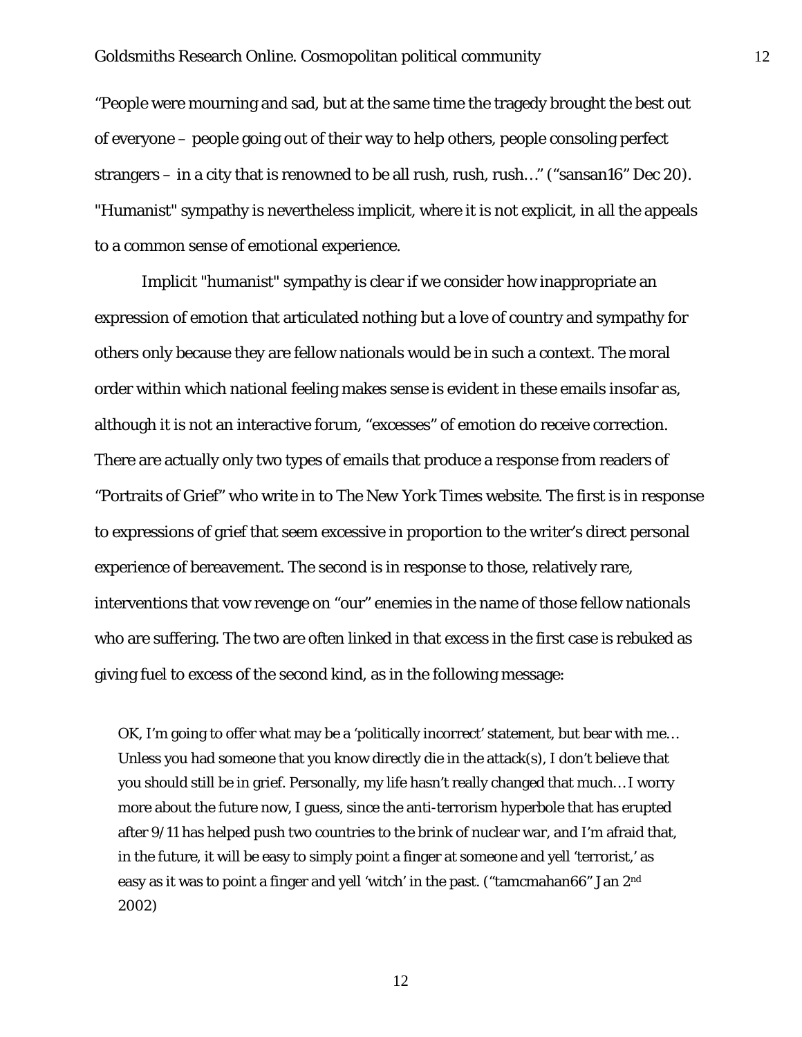"People were mourning and sad, but at the same time the tragedy brought the best out of everyone – people going out of their way to help others, people consoling perfect strangers – in a city that is renowned to be all rush, rush, rush…" ("sansan16" Dec 20). "Humanist" sympathy is nevertheless implicit, where it is not explicit, in all the appeals to a common sense of emotional experience.

Implicit "humanist" sympathy is clear if we consider how inappropriate an expression of emotion that articulated nothing but a love of country and sympathy for others only because they are fellow nationals would be in such a context. The moral order within which national feeling makes sense is evident in these emails insofar as, although it is not an interactive forum, "excesses" of emotion do receive correction. There are actually only two types of emails that produce a response from readers of "Portraits of Grief" who write in to The New York Times website. The first is in response to expressions of grief that seem excessive in proportion to the writer's direct personal experience of bereavement. The second is in response to those, relatively rare, interventions that vow revenge on "our" enemies in the name of those fellow nationals who are suffering. The two are often linked in that excess in the first case is rebuked as giving fuel to excess of the second kind, as in the following message:

> OK, I'm going to offer what may be a 'politically incorrect' statement, but bear with me… Unless you had someone that you know directly die in the attack(s), I don't believe that you should still be in grief. Personally, my life hasn't really changed that much… I worry more about the future now, I guess, since the anti-terrorism hyperbole that has erupted after 9/11 has helped push two countries to the brink of nuclear war, and I'm afraid that, in the future, it will be easy to simply point a finger at someone and yell 'terrorist,' as easy as it was to point a finger and yell 'witch' in the past. ("tamcmahan66" Jan 2nd 2002)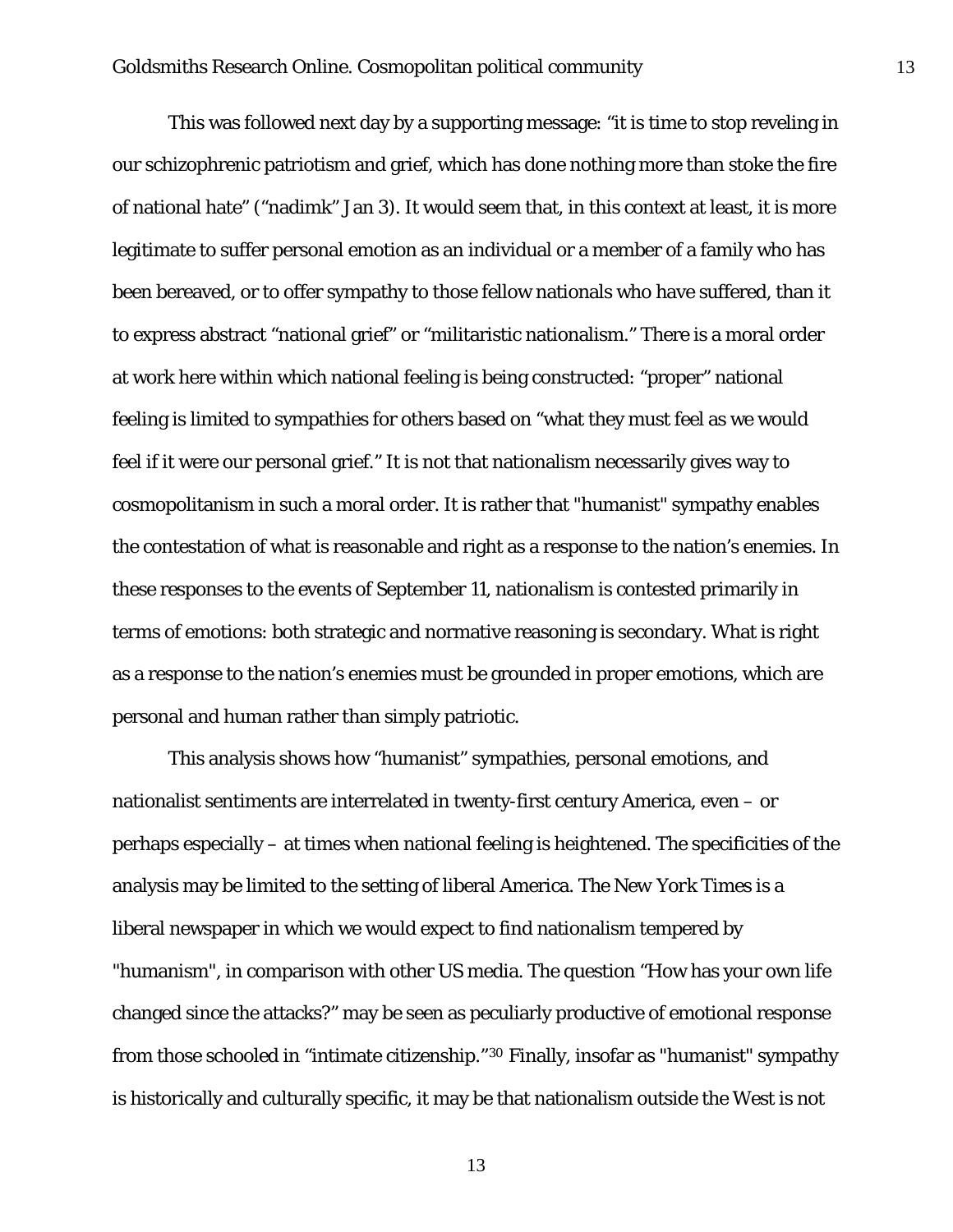This was followed next day by a supporting message: “it is time to stop reveling in our schizophrenic patriotism and grief, which has done nothing more than stoke the fire of national hate” (“nadimk” Jan 3). It would seem that, in this context at least, it is more legitimate to suffer personal emotion as an individual or a member of a family who has been bereaved, or to offer sympathy to those fellow nationals who have suffered, than it to express abstract “national grief” or “militaristic nationalism.” There is a moral order at work here within which national feeling is being constructed: “proper” national feeling is limited to sympathies for others based on “what they must feel as we would feel if it were our personal grief.” It is not that nationalism necessarily gives way to cosmopolitanism in such a moral order. It is rather that "humanist" sympathy enables the contestation of what is reasonable and right as a response to the nation’s enemies. In these responses to the events of September 11, nationalism is contested primarily in terms of emotions: both strategic and normative reasoning is secondary. What is right as a response to the nation’s enemies must be grounded in proper emotions, which are personal and human rather than simply patriotic.

This analysis shows how “humanist” sympathies, personal emotions, and nationalist sentiments are interrelated in twenty-first century America, even – or perhaps especially – at times when national feeling is heightened. The specificities of the analysis may be limited to the setting of liberal America. The New York Times is a liberal newspaper in which we would expect to find nationalism tempered by "humanism", in comparison with other US media. The question “How has your own life changed since the attacks?” may be seen as peculiarly productive of emotional response from those schooled in “intimate citizenship.”[30] Finally, insofar as "humanist" sympathy is historically and culturally specific, it may be that nationalism outside the West is not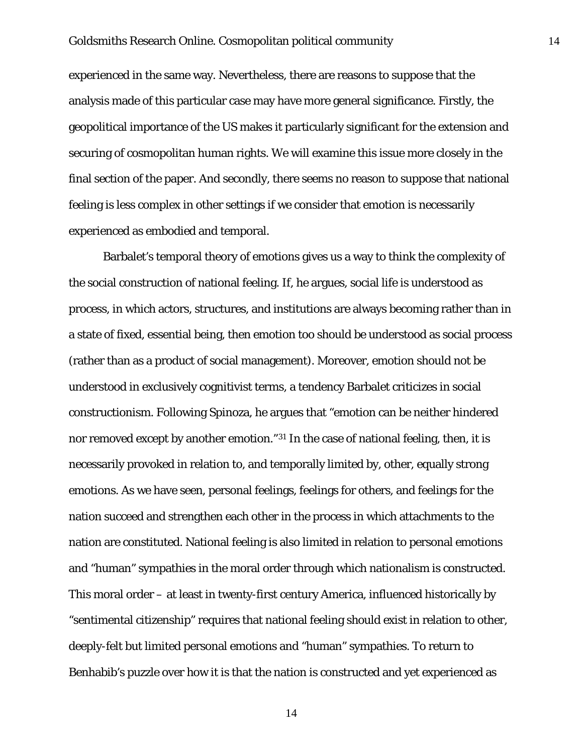experienced in the same way. Nevertheless, there are reasons to suppose that the analysis made of this particular case may have more general significance. Firstly, the geopolitical importance of the US makes it particularly significant for the extension and securing of cosmopolitan human rights. We will examine this issue more closely in the final section of the paper. And secondly, there seems no reason to suppose that national feeling is less complex in other settings if we consider that emotion is necessarily experienced as embodied and temporal.

Barbalet's temporal theory of emotions gives us a way to think the complexity of the social construction of national feeling. If, he argues, social life is understood as process, in which actors, structures, and institutions are always becoming rather than in a state of fixed, essential being, then emotion too should be understood as social process (rather than as a product of social management). Moreover, emotion should not be understood in exclusively cognitivist terms, a tendency Barbalet criticizes in social constructionism. Following Spinoza, he argues that "emotion can be neither hindered nor removed except by another emotion."[31] In the case of national feeling, then, it is necessarily provoked in relation to, and temporally limited by, other, equally strong emotions. As we have seen, personal feelings, feelings for others, and feelings for the nation succeed and strengthen each other in the process in which attachments to the nation are constituted. National feeling is also limited in relation to personal emotions and "human" sympathies in the moral order through which nationalism is constructed. This moral order – at least in twenty-first century America, influenced historically by "sentimental citizenship" requires that national feeling should exist in relation to other, deeply-felt but limited personal emotions and "human" sympathies. To return to Benhabib's puzzle over how it is that the nation is constructed and yet experienced as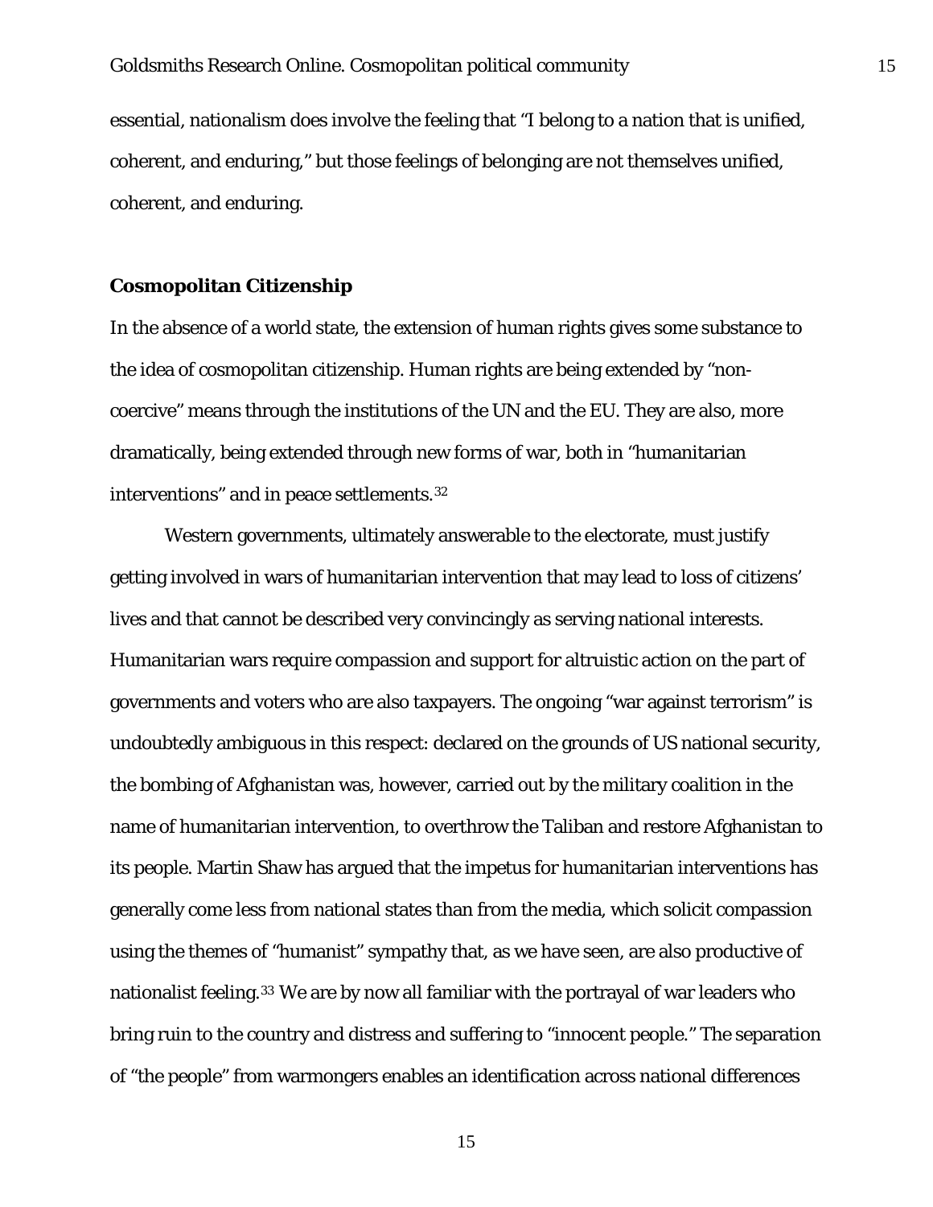essential, nationalism does involve the feeling that “I belong to a nation that is unified, coherent, and enduring,” but those feelings of belonging are not themselves unified, coherent, and enduring.

## Cosmopolitan Citizenship

In the absence of a world state, the extension of human rights gives some substance to the idea of cosmopolitan citizenship. Human rights are being extended by “non-coercive” means through the institutions of the UN and the EU. They are also, more dramatically, being extended through new forms of war, both in “humanitarian interventions” and in peace settlements.[32]

Western governments, ultimately answerable to the electorate, must justify getting involved in wars of humanitarian intervention that may lead to loss of citizens’ lives and that cannot be described very convincingly as serving national interests. Humanitarian wars require compassion and support for altruistic action on the part of governments and voters who are also taxpayers. The ongoing “war against terrorism” is undoubtedly ambiguous in this respect: declared on the grounds of US national security, the bombing of Afghanistan was, however, carried out by the military coalition in the name of humanitarian intervention, to overthrow the Taliban and restore Afghanistan to its people. Martin Shaw has argued that the impetus for humanitarian interventions has generally come less from national states than from the media, which solicit compassion using the themes of “humanist” sympathy that, as we have seen, are also productive of nationalist feeling.[33] We are by now all familiar with the portrayal of war leaders who bring ruin to the country and distress and suffering to “innocent people.” The separation of “the people” from warmongers enables an identification across national differences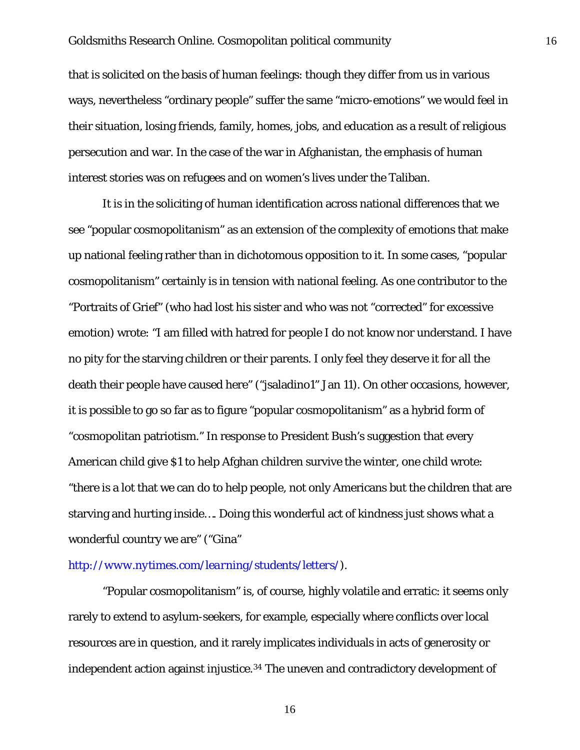that is solicited on the basis of human feelings: though they differ from us in various ways, nevertheless "ordinary people" suffer the same "micro-emotions" we would feel in their situation, losing friends, family, homes, jobs, and education as a result of religious persecution and war. In the case of the war in Afghanistan, the emphasis of human interest stories was on refugees and on women's lives under the Taliban.

It is in the soliciting of human identification across national differences that we see "popular cosmopolitanism" as an extension of the complexity of emotions that make up national feeling rather than in dichotomous opposition to it. In some cases, "popular cosmopolitanism" certainly is in tension with national feeling. As one contributor to the "Portraits of Grief" (who had lost his sister and who was not "corrected" for excessive emotion) wrote: "I am filled with hatred for people I do not know nor understand. I have no pity for the starving children or their parents. I only feel they deserve it for all the death their people have caused here" ("jsaladino1" Jan 11). On other occasions, however, it is possible to go so far as to figure "popular cosmopolitanism" as a hybrid form of "cosmopolitan patriotism." In response to President Bush's suggestion that every American child give $1 to help Afghan children survive the winter, one child wrote: "there is a lot that we can do to help people, not only Americans but the children that are starving and hurting inside…. Doing this wonderful act of kindness just shows what a wonderful country we are" ("Gina" http://www.nytimes.com/learning/students/letters/).

"Popular cosmopolitanism" is, of course, highly volatile and erratic: it seems only rarely to extend to asylum-seekers, for example, especially where conflicts over local resources are in question, and it rarely implicates individuals in acts of generosity or independent action against injustice.[34] The uneven and contradictory development of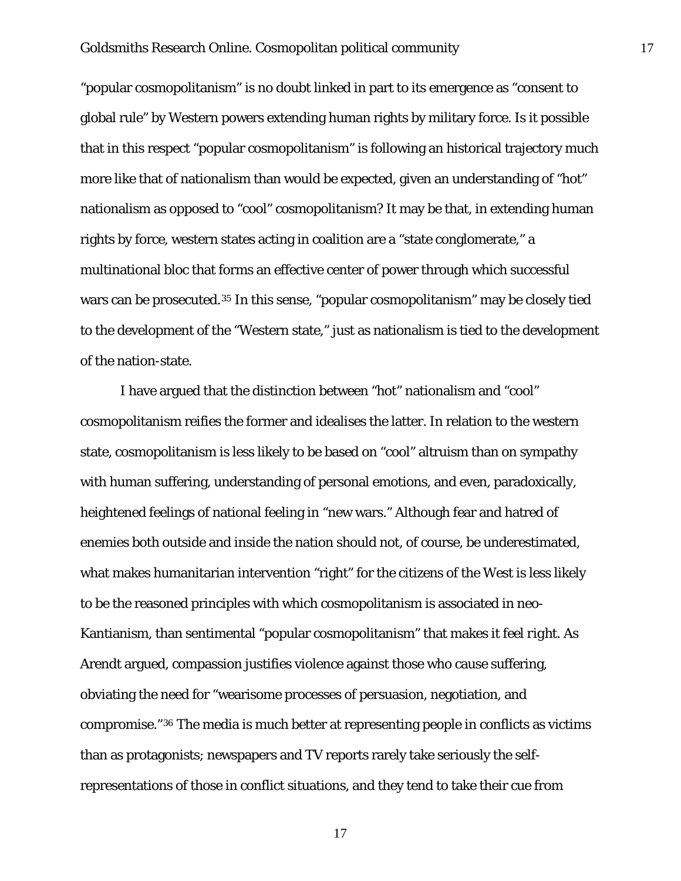"popular cosmopolitanism" is no doubt linked in part to its emergence as "consent to global rule" by Western powers extending human rights by military force. Is it possible that in this respect "popular cosmopolitanism" is following an historical trajectory much more like that of nationalism than would be expected, given an understanding of "hot" nationalism as opposed to "cool" cosmopolitanism? It may be that, in extending human rights by force, western states acting in coalition are a "state conglomerate," a multinational bloc that forms an effective center of power through which successful wars can be prosecuted.[35] In this sense, "popular cosmopolitanism" may be closely tied to the development of the "Western state," just as nationalism is tied to the development of the nation-state.

I have argued that the distinction between "hot" nationalism and "cool" cosmopolitanism reifies the former and idealises the latter. In relation to the western state, cosmopolitanism is less likely to be based on "cool" altruism than on sympathy with human suffering, understanding of personal emotions, and even, paradoxically, heightened feelings of national feeling in "new wars." Although fear and hatred of enemies both outside and inside the nation should not, of course, be underestimated, what makes humanitarian intervention "right" for the citizens of the West is less likely to be the reasoned principles with which cosmopolitanism is associated in neo-Kantianism, than sentimental "popular cosmopolitanism" that makes it *feel* right. As Arendt argued, compassion justifies violence against those who cause suffering, obviating the need for "wearisome processes of persuasion, negotiation, and compromise."[36] The media is much better at representing people in conflicts as victims than as protagonists; newspapers and TV reports rarely take seriously the self-representations of those in conflict situations, and they tend to take their cue from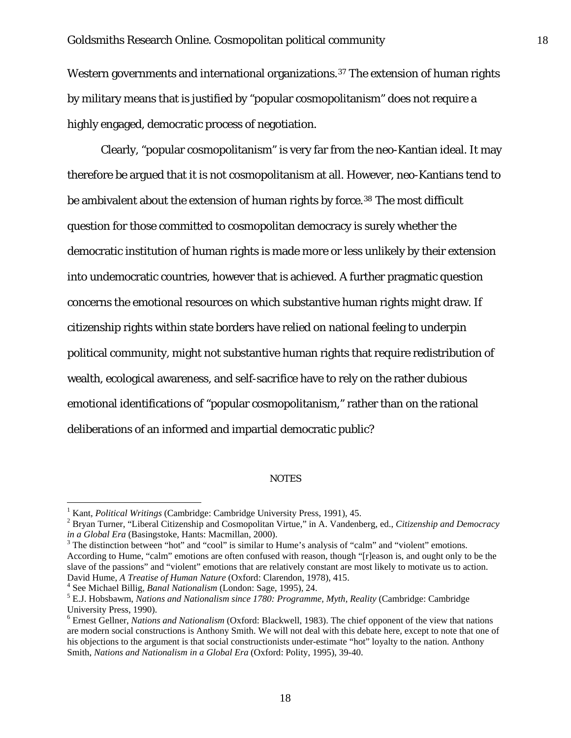Western governments and international organizations.[37] The extension of human rights by military means that is justified by "popular cosmopolitanism" does not require a highly engaged, democratic process of negotiation.

Clearly, "popular cosmopolitanism" is very far from the neo-Kantian ideal. It may therefore be argued that it is not cosmopolitanism at all. However, neo-Kantians tend to be ambivalent about the extension of human rights by force.[38] The most difficult question for those committed to cosmopolitan democracy is surely whether the democratic institution of human rights is made more or less unlikely by their extension into undemocratic countries, however that is achieved. A further pragmatic question concerns the emotional resources on which substantive human rights might draw. If citizenship rights within state borders have relied on national feeling to underpin political community, might not substantive human rights that require redistribution of wealth, ecological awareness, and self-sacrifice have to rely on the rather dubious emotional identifications of "popular cosmopolitanism," rather than on the rational deliberations of an informed and impartial democratic public?

NOTES

[1] Kant, *Political Writings* (Cambridge: Cambridge University Press, 1991), 45.

[2] Bryan Turner, "Liberal Citizenship and Cosmopolitan Virtue," in A. Vandenberg, ed., *Citizenship and Democracy in a Global Era* (Basingstoke, Hants: Macmillan, 2000).

[3] The distinction between "hot" and "cool" is similar to Hume's analysis of "calm" and "violent" emotions. According to Hume, "calm" emotions are often confused with reason, though "[r]eason is, and ought only to be the slave of the passions" and "violent" emotions that are relatively constant are most likely to motivate us to action. David Hume, *A Treatise of Human Nature* (Oxford: Clarendon, 1978), 415.

[4] See Michael Billig, *Banal Nationalism* (London: Sage, 1995), 24.

[5] E.J. Hobsbawm, *Nations and Nationalism since 1780: Programme, Myth, Reality* (Cambridge: Cambridge University Press, 1990).

[6] Ernest Gellner, *Nations and Nationalism* (Oxford: Blackwell, 1983). The chief opponent of the view that nations are modern social constructions is Anthony Smith. We will not deal with this debate here, except to note that one of his objections to the argument is that social constructionists under-estimate "hot" loyalty to the nation. Anthony Smith, *Nations and Nationalism in a Global Era* (Oxford: Polity, 1995), 39-40.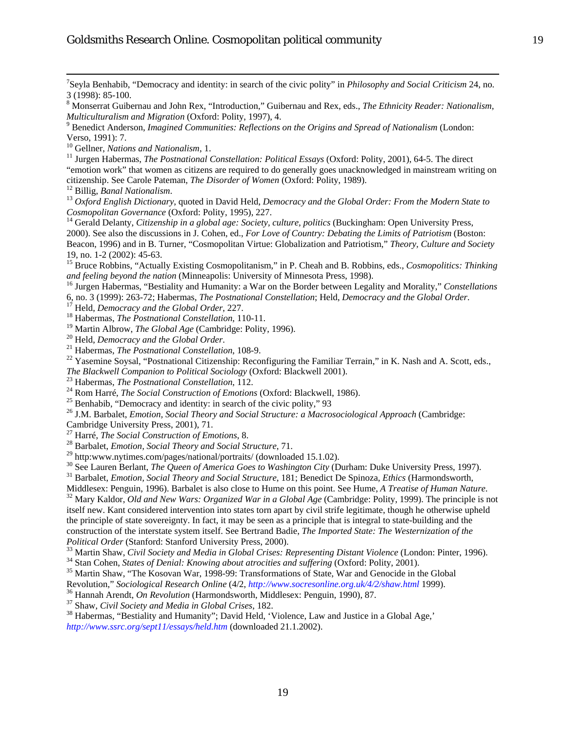[7]Seyla Benhabib, "Democracy and identity: in search of the civic polity" in *Philosophy and Social Criticism* 24, no. 3 (1998): 85-100.

[8] Monserrat Guibernau and John Rex, "Introduction," Guibernau and Rex, eds., *The Ethnicity Reader: Nationalism, Multiculturalism and Migration* (Oxford: Polity, 1997), 4.

[9] Benedict Anderson, *Imagined Communities: Reflections on the Origins and Spread of Nationalism* (London: Verso, 1991): 7.

[10] Gellner, *Nations and Nationalism*, 1.

[11] Jurgen Habermas, *The Postnational Constellation: Political Essays* (Oxford: Polity, 2001), 64-5. The direct "emotion work" that women as citizens are required to do generally goes unacknowledged in mainstream writing on citizenship. See Carole Pateman, *The Disorder of Women* (Oxford: Polity, 1989).

[12] Billig, *Banal Nationalism*.

[13] *Oxford English Dictionary*, quoted in David Held, *Democracy and the Global Order: From the Modern State to Cosmopolitan Governance* (Oxford: Polity, 1995), 227.

[14] Gerald Delanty, *Citizenship in a global age: Society, culture, politics* (Buckingham: Open University Press, 2000). See also the discussions in J. Cohen, ed., *For Love of Country: Debating the Limits of Patriotism* (Boston: Beacon, 1996) and in B. Turner, "Cosmopolitan Virtue: Globalization and Patriotism," *Theory, Culture and Society* 19, no. 1-2 (2002): 45-63.

[15] Bruce Robbins, "Actually Existing Cosmopolitanism," in P. Cheah and B. Robbins, eds., *Cosmopolitics: Thinking and feeling beyond the nation* (Minneapolis: University of Minnesota Press, 1998).

[16] Jurgen Habermas, "Bestiality and Humanity: a War on the Border between Legality and Morality," *Constellations* 6, no. 3 (1999): 263-72; Habermas, *The Postnational Constellation*; Held, *Democracy and the Global Order*.

[17] Held, *Democracy and the Global Order*, 227.

[18] Habermas, *The Postnational Constellation*, 110-11.

[19] Martin Albrow, *The Global Age* (Cambridge: Polity, 1996).

[20] Held, *Democracy and the Global Order*.

[21] Habermas, *The Postnational Constellation*, 108-9.

[22] Yasemine Soysal, "Postnational Citizenship: Reconfiguring the Familiar Terrain," in K. Nash and A. Scott, eds., *The Blackwell Companion to Political Sociology* (Oxford: Blackwell 2001).

[23] Habermas, *The Postnational Constellation*, 112.

[24] Rom Harré, *The Social Construction of Emotions* (Oxford: Blackwell, 1986).

[25] Benhabib, "Democracy and identity: in search of the civic polity," 93

[26] J.M. Barbalet, *Emotion, Social Theory and Social Structure: a Macrosociological Approach* (Cambridge: Cambridge University Press, 2001), 71.

[27] Harré, *The Social Construction of Emotions*, 8.

[28] Barbalet, *Emotion, Social Theory and Social Structure*, 71.

[29] http:www.nytimes.com/pages/national/portraits/ (downloaded 15.1.02).

[30] See Lauren Berlant, *The Queen of America Goes to Washington City* (Durham: Duke University Press, 1997).

[31] Barbalet, *Emotion, Social Theory and Social Structure*, 181; Benedict De Spinoza, *Ethics* (Harmondsworth, Middlesex: Penguin, 1996). Barbalet is also close to Hume on this point. See Hume, *A Treatise of Human Nature*.

[32] Mary Kaldor, *Old and New Wars: Organized War in a Global Age* (Cambridge: Polity, 1999). The principle is not itself new. Kant considered intervention into states torn apart by civil strife legitimate, though he otherwise upheld the principle of state sovereignty. In fact, it may be seen as a principle that is integral to state-building and the construction of the interstate system itself. See Bertrand Badie, *The Imported State: The Westernization of the Political Order* (Stanford: Stanford University Press, 2000).

[33] Martin Shaw, *Civil Society and Media in Global Crises: Representing Distant Violence* (London: Pinter, 1996).

[34] Stan Cohen, *States of Denial: Knowing about atrocities and suffering* (Oxford: Polity, 2001).

[35] Martin Shaw, "The Kosovan War, 1998-99: Transformations of State, War and Genocide in the Global Revolution," *Sociological Research Online* (4/2, *http://www.socresonline.org.uk/4/2/shaw.html* 1999).

[36] Hannah Arendt, *On Revolution* (Harmondsworth, Middlesex: Penguin, 1990), 87.

[37] Shaw, *Civil Society and Media in Global Crises*, 182.

[38] Habermas, "Bestiality and Humanity"; David Held, 'Violence, Law and Justice in a Global Age,' *http://www.ssrc.org/sept11/essays/held.htm* (downloaded 21.1.2002).